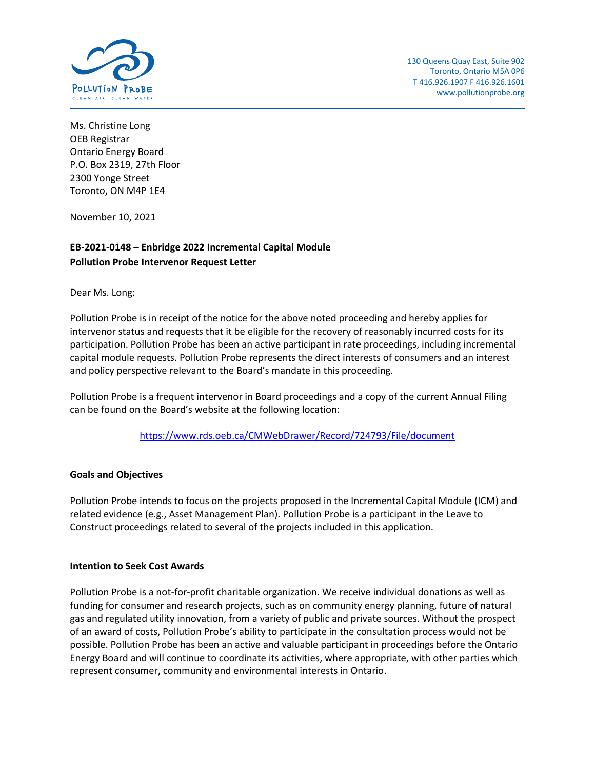130 Queens Quay East, Suite 902
Toronto, Ontario M5A 0P6
T 416.926.1907 F 416.926.1601
www.pollutionprobe.org

Ms. Christine Long
OEB Registrar
Ontario Energy Board
P.O. Box 2319, 27th Floor
2300 Yonge Street
Toronto, ON M4P 1E4

November 10, 2021

**EB-2021-0148 – Enbridge 2022 Incremental Capital Module**
**Pollution Probe Intervenor Request Letter**

Dear Ms. Long:

Pollution Probe is in receipt of the notice for the above noted proceeding and hereby applies for intervenor status and requests that it be eligible for the recovery of reasonably incurred costs for its participation. Pollution Probe has been an active participant in rate proceedings, including incremental capital module requests. Pollution Probe represents the direct interests of consumers and an interest and policy perspective relevant to the Board's mandate in this proceeding.

Pollution Probe is a frequent intervenor in Board proceedings and a copy of the current Annual Filing can be found on the Board's website at the following location:

https://www.rds.oeb.ca/CMWebDrawer/Record/724793/File/document

### Goals and Objectives

Pollution Probe intends to focus on the projects proposed in the Incremental Capital Module (ICM) and related evidence (e.g., Asset Management Plan). Pollution Probe is a participant in the Leave to Construct proceedings related to several of the projects included in this application.

### Intention to Seek Cost Awards

Pollution Probe is a not-for-profit charitable organization. We receive individual donations as well as funding for consumer and research projects, such as on community energy planning, future of natural gas and regulated utility innovation, from a variety of public and private sources. Without the prospect of an award of costs, Pollution Probe's ability to participate in the consultation process would not be possible. Pollution Probe has been an active and valuable participant in proceedings before the Ontario Energy Board and will continue to coordinate its activities, where appropriate, with other parties which represent consumer, community and environmental interests in Ontario.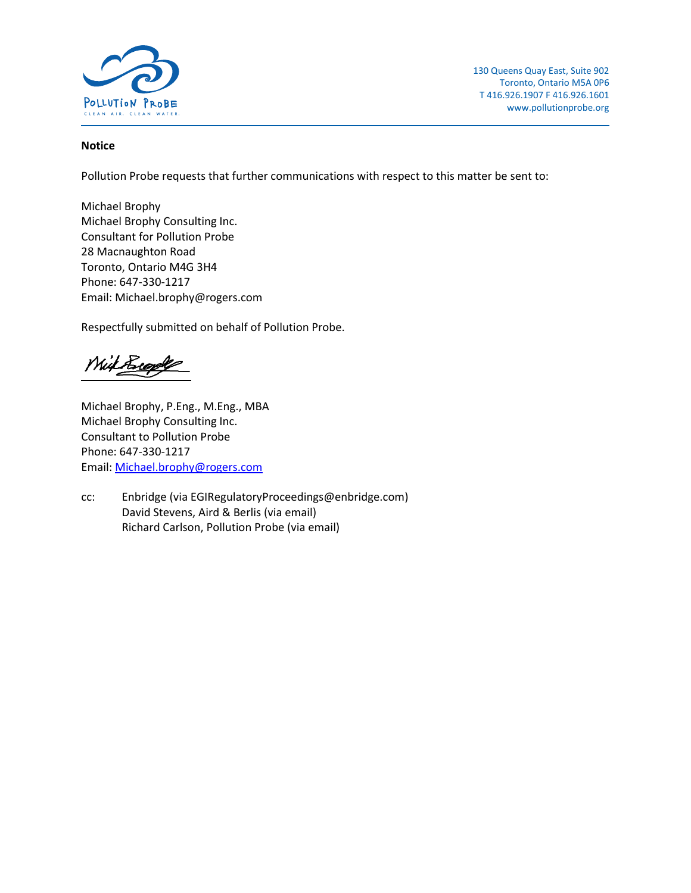130 Queens Quay East, Suite 902
Toronto, Ontario M5A 0P6
T 416.926.1907 F 416.926.1601
www.pollutionprobe.org

**Notice**

Pollution Probe requests that further communications with respect to this matter be sent to:

Michael Brophy
Michael Brophy Consulting Inc.
Consultant for Pollution Probe
28 Macnaughton Road
Toronto, Ontario M4G 3H4
Phone: 647-330-1217
Email: Michael.brophy@rogers.com

Respectfully submitted on behalf of Pollution Probe.

Michael Brophy, P.Eng., M.Eng., MBA
Michael Brophy Consulting Inc.
Consultant to Pollution Probe
Phone: 647-330-1217
Email: Michael.brophy@rogers.com

cc: Enbridge (via EGIRegulatoryProceedings@enbridge.com)
David Stevens, Aird & Berlis (via email)
Richard Carlson, Pollution Probe (via email)